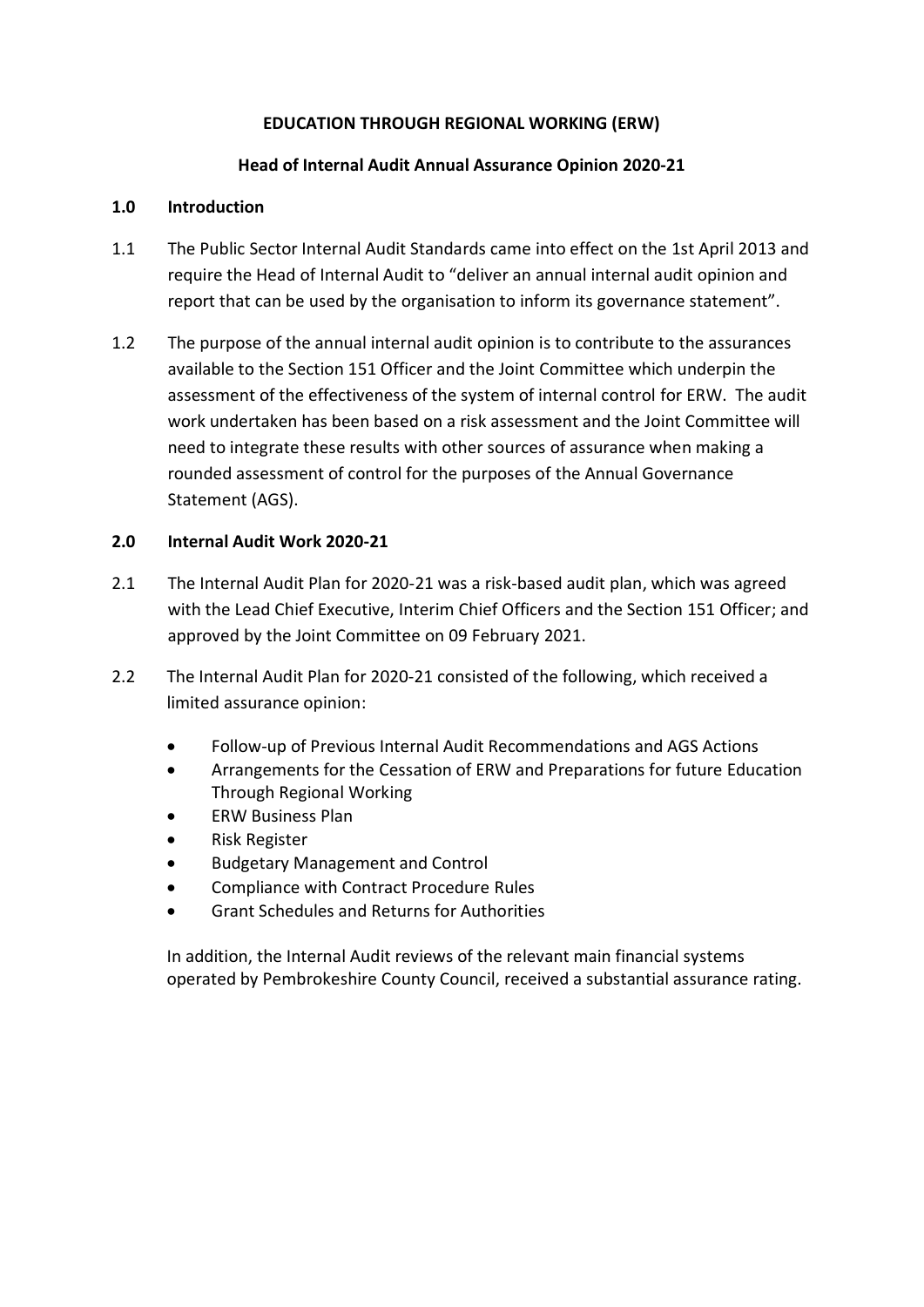# EDUCATION THROUGH REGIONAL WORKING (ERW)

## Head of Internal Audit Annual Assurance Opinion 2020-21

### 1.0 Introduction

1.1 The Public Sector Internal Audit Standards came into effect on the 1st April 2013 and require the Head of Internal Audit to "deliver an annual internal audit opinion and report that can be used by the organisation to inform its governance statement".

1.2 The purpose of the annual internal audit opinion is to contribute to the assurances available to the Section 151 Officer and the Joint Committee which underpin the assessment of the effectiveness of the system of internal control for ERW. The audit work undertaken has been based on a risk assessment and the Joint Committee will need to integrate these results with other sources of assurance when making a rounded assessment of control for the purposes of the Annual Governance Statement (AGS).

### 2.0 Internal Audit Work 2020-21

2.1 The Internal Audit Plan for 2020-21 was a risk-based audit plan, which was agreed with the Lead Chief Executive, Interim Chief Officers and the Section 151 Officer; and approved by the Joint Committee on 09 February 2021.

2.2 The Internal Audit Plan for 2020-21 consisted of the following, which received a limited assurance opinion:

- Follow-up of Previous Internal Audit Recommendations and AGS Actions
- Arrangements for the Cessation of ERW and Preparations for future Education Through Regional Working
- ERW Business Plan
- Risk Register
- Budgetary Management and Control
- Compliance with Contract Procedure Rules
- Grant Schedules and Returns for Authorities

In addition, the Internal Audit reviews of the relevant main financial systems operated by Pembrokeshire County Council, received a substantial assurance rating.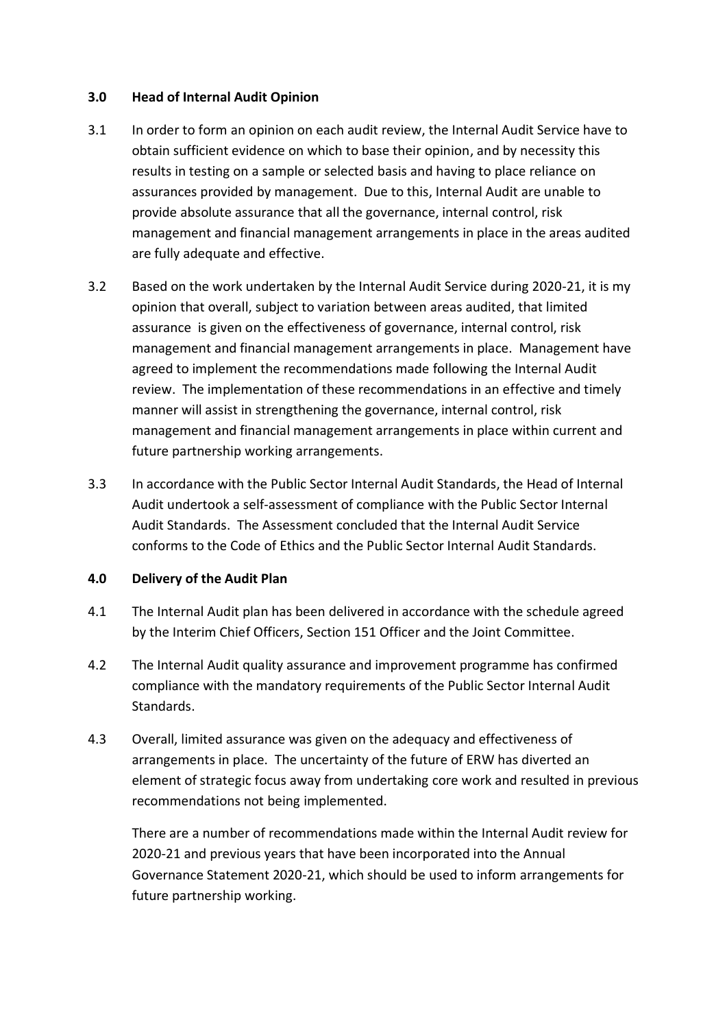## 3.0 Head of Internal Audit Opinion

3.1 In order to form an opinion on each audit review, the Internal Audit Service have to obtain sufficient evidence on which to base their opinion, and by necessity this results in testing on a sample or selected basis and having to place reliance on assurances provided by management. Due to this, Internal Audit are unable to provide absolute assurance that all the governance, internal control, risk management and financial management arrangements in place in the areas audited are fully adequate and effective.

3.2 Based on the work undertaken by the Internal Audit Service during 2020-21, it is my opinion that overall, subject to variation between areas audited, that limited assurance is given on the effectiveness of governance, internal control, risk management and financial management arrangements in place. Management have agreed to implement the recommendations made following the Internal Audit review. The implementation of these recommendations in an effective and timely manner will assist in strengthening the governance, internal control, risk management and financial management arrangements in place within current and future partnership working arrangements.

3.3 In accordance with the Public Sector Internal Audit Standards, the Head of Internal Audit undertook a self-assessment of compliance with the Public Sector Internal Audit Standards. The Assessment concluded that the Internal Audit Service conforms to the Code of Ethics and the Public Sector Internal Audit Standards.

## 4.0 Delivery of the Audit Plan

4.1 The Internal Audit plan has been delivered in accordance with the schedule agreed by the Interim Chief Officers, Section 151 Officer and the Joint Committee.

4.2 The Internal Audit quality assurance and improvement programme has confirmed compliance with the mandatory requirements of the Public Sector Internal Audit Standards.

4.3 Overall, limited assurance was given on the adequacy and effectiveness of arrangements in place. The uncertainty of the future of ERW has diverted an element of strategic focus away from undertaking core work and resulted in previous recommendations not being implemented.

There are a number of recommendations made within the Internal Audit review for 2020-21 and previous years that have been incorporated into the Annual Governance Statement 2020-21, which should be used to inform arrangements for future partnership working.